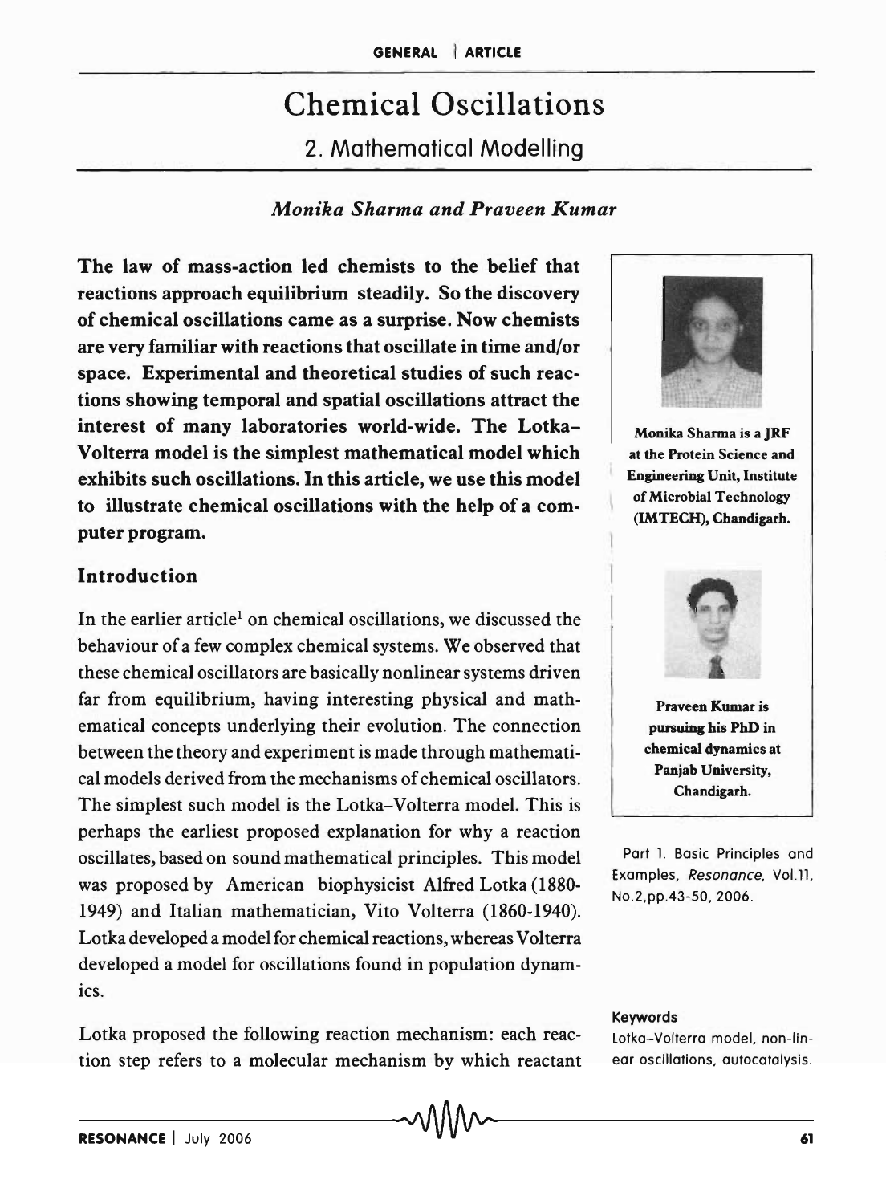# Chemical Oscillations

## 2. Mathematical Modelling

*Monika Sharma and Praveen Kumar*

**The law of mass-action led chemists to the belief that reactions approach equilibrium steadily. So the discovery of chemical oscillations came as a surprise. Now chemists are very familiar with reactions that oscillate in time and/or space. Experimental and theoretical studies of such reactions showing temporal and spatial oscillations attract the interest of many laboratories world-wide. The Lotka–Volterra model is the simplest mathematical model which exhibits such oscillations. In this article, we use this model to illustrate chemical oscillations with the help of a computer program.**

**Monika Sharma is a JRF at the Protein Science and Engineering Unit, Institute of Microbial Technology (IMTECH), Chandigarh.**

**Praveen Kumar is pursuing his PhD in chemical dynamics at Panjab University, Chandigarh.**

### Introduction

In the earlier article[1] on chemical oscillations, we discussed the behaviour of a few complex chemical systems. We observed that these chemical oscillators are basically nonlinear systems driven far from equilibrium, having interesting physical and mathematical concepts underlying their evolution. The connection between the theory and experiment is made through mathematical models derived from the mechanisms of chemical oscillators. The simplest such model is the Lotka–Volterra model. This is perhaps the earliest proposed explanation for why a reaction oscillates, based on sound mathematical principles. This model was proposed by American biophysicist Alfred Lotka (1880-1949) and Italian mathematician, Vito Volterra (1860-1940). Lotka developed a model for chemical reactions, whereas Volterra developed a model for oscillations found in population dynamics.

[1] Part 1. Basic Principles and Examples, *Resonance*, Vol.11, No.2, pp.43-50, 2006.

Lotka proposed the following reaction mechanism: each reaction step refers to a molecular mechanism by which reactant

**Keywords**

Lotka–Volterra model, non-linear oscillations, autocatalysis.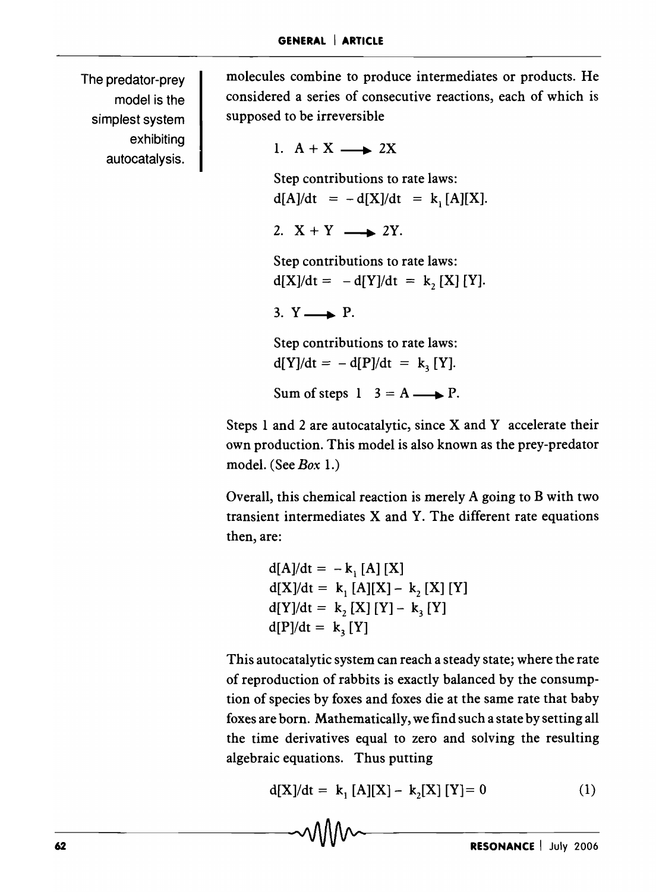The predator-prey model is the simplest system exhibiting autocatalysis.

molecules combine to produce intermediates or products. He considered a series of consecutive reactions, each of which is supposed to be irreversible

1. $A + X \longrightarrow 2X$

   Step contributions to rate laws:
   $d[A]/dt = -d[X]/dt = k_1 [A][X]$.

2. $X + Y \longrightarrow 2Y$.

   Step contributions to rate laws:
   $d[X]/dt = -d[Y]/dt = k_2 [X][Y]$.

3. $Y \longrightarrow P$.

   Step contributions to rate laws:
   $d[Y]/dt = -d[P]/dt = k_3 [Y]$.

   Sum of steps 1 3 = $A \longrightarrow P$.

Steps 1 and 2 are autocatalytic, since X and Y accelerate their own production. This model is also known as the prey-predator model. (See *Box* 1.)

Overall, this chemical reaction is merely A going to B with two transient intermediates X and Y. The different rate equations then, are:

$$d[A]/dt = -k_1 [A][X]$$
$$d[X]/dt = k_1 [A][X] - k_2 [X][Y]$$
$$d[Y]/dt = k_2 [X][Y] - k_3 [Y]$$
$$d[P]/dt = k_3 [Y]$$

This autocatalytic system can reach a steady state; where the rate of reproduction of rabbits is exactly balanced by the consumption of species by foxes and foxes die at the same rate that baby foxes are born. Mathematically, we find such a state by setting all the time derivatives equal to zero and solving the resulting algebraic equations. Thus putting

$$d[X]/dt = k_1 [A][X] - k_2[X][Y] = 0 \qquad (1)$$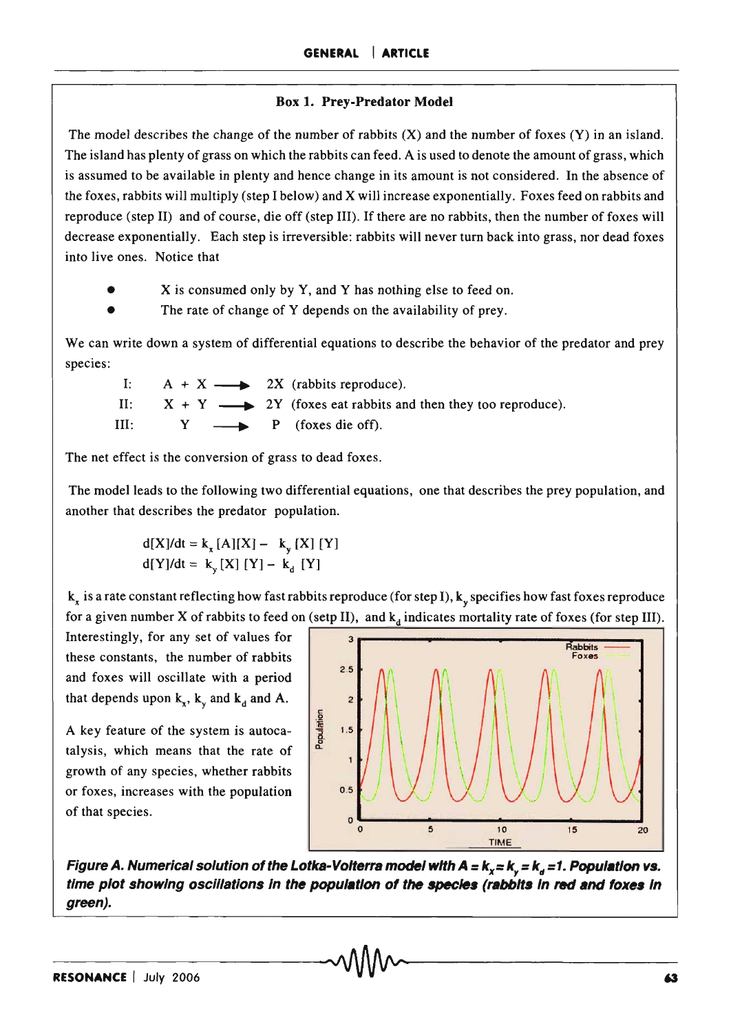### Box 1. Prey-Predator Model

The model describes the change of the number of rabbits (X) and the number of foxes (Y) in an island. The island has plenty of grass on which the rabbits can feed. A is used to denote the amount of grass, which is assumed to be available in plenty and hence change in its amount is not considered. In the absence of the foxes, rabbits will multiply (step I below) and X will increase exponentially. Foxes feed on rabbits and reproduce (step II) and of course, die off (step III). If there are no rabbits, then the number of foxes will decrease exponentially. Each step is irreversible: rabbits will never turn back into grass, nor dead foxes into live ones. Notice that

- X is consumed only by Y, and Y has nothing else to feed on.
- The rate of change of Y depends on the availability of prey.

We can write down a system of differential equations to describe the behavior of the predator and prey species:

I: $A + X \longrightarrow 2X$ (rabbits reproduce).

II: $X + Y \longrightarrow 2Y$ (foxes eat rabbits and then they too reproduce).

III: $Y \longrightarrow P$ (foxes die off).

The net effect is the conversion of grass to dead foxes.

The model leads to the following two differential equations, one that describes the prey population, and another that describes the predator population.

$$d[X]/dt = k_x [A][X] - k_y [X][Y]$$
$$d[Y]/dt = k_y [X][Y] - k_d [Y]$$

$k_x$ is a rate constant reflecting how fast rabbits reproduce (for step I), $k_y$ specifies how fast foxes reproduce for a given number X of rabbits to feed on (setp II), and $k_d$ indicates mortality rate of foxes (for step III). Interestingly, for any set of values for these constants, the number of rabbits and foxes will oscillate with a period that depends upon $k_x$, $k_y$ and $k_d$ and A.

A key feature of the system is autocatalysis, which means that the rate of growth of any species, whether rabbits or foxes, increases with the population of that species.

***Figure A. Numerical solution of the Lotka-Volterra model with $A = k_x = k_y = k_d = 1$. Population vs. time plot showing oscillations in the population of the species (rabbits in red and foxes in green).***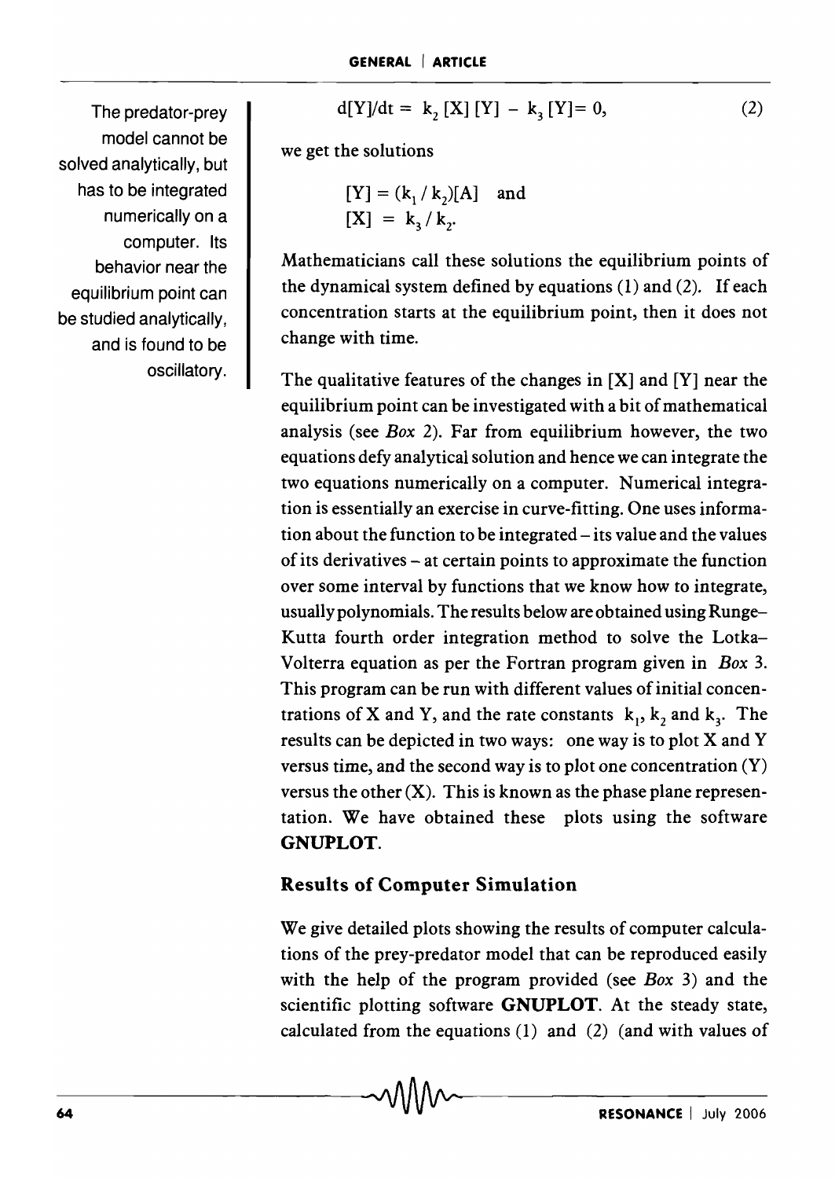$$d[Y]/dt = k_2 [X] [Y] - k_3 [Y] = 0, \quad (2)$$

we get the solutions

$$[Y] = (k_1 / k_2)[A] \quad \text{and}$$
$$[X] = k_3 / k_2.$$

Mathematicians call these solutions the equilibrium points of the dynamical system defined by equations (1) and (2). If each concentration starts at the equilibrium point, then it does not change with time.

The predator-prey model cannot be solved analytically, but has to be integrated numerically on a computer. Its behavior near the equilibrium point can be studied analytically, and is found to be oscillatory.

The qualitative features of the changes in [X] and [Y] near the equilibrium point can be investigated with a bit of mathematical analysis (see *Box* 2). Far from equilibrium however, the two equations defy analytical solution and hence we can integrate the two equations numerically on a computer. Numerical integration is essentially an exercise in curve-fitting. One uses information about the function to be integrated – its value and the values of its derivatives – at certain points to approximate the function over some interval by functions that we know how to integrate, usually polynomials. The results below are obtained using Runge–Kutta fourth order integration method to solve the Lotka–Volterra equation as per the Fortran program given in *Box* 3. This program can be run with different values of initial concentrations of X and Y, and the rate constants $k_1$, $k_2$ and $k_3$. The results can be depicted in two ways: one way is to plot X and Y versus time, and the second way is to plot one concentration (Y) versus the other (X). This is known as the phase plane representation. We have obtained these plots using the software **GNUPLOT**.

## Results of Computer Simulation

We give detailed plots showing the results of computer calculations of the prey-predator model that can be reproduced easily with the help of the program provided (see *Box* 3) and the scientific plotting software **GNUPLOT**. At the steady state, calculated from the equations (1) and (2) (and with values of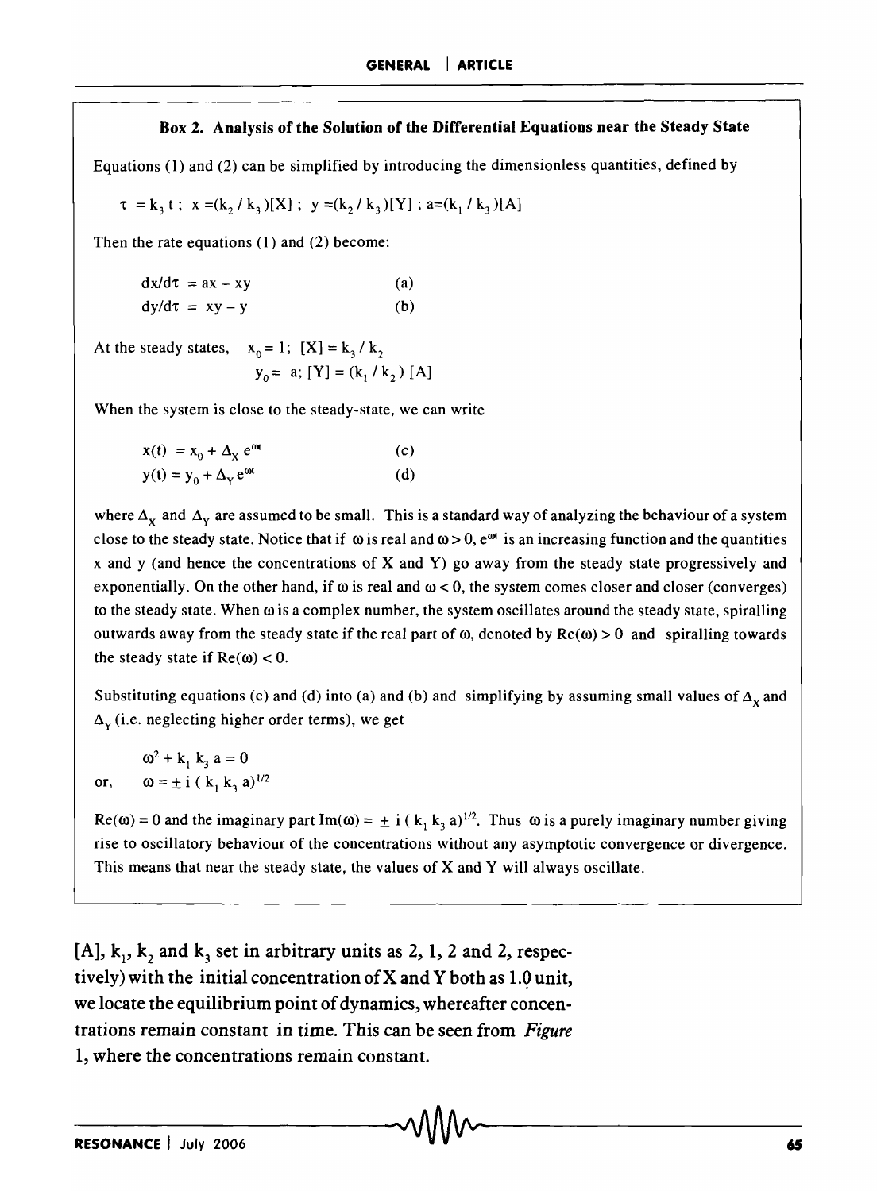### Box 2. Analysis of the Solution of the Differential Equations near the Steady State

Equations (1) and (2) can be simplified by introducing the dimensionless quantities, defined by

$$\tau = k_3 t \; ; \; x = (k_2 / k_3)[X] \; ; \; y = (k_2 / k_3)[Y] \; ; \; a = (k_1 / k_3)[A]$$

Then the rate equations (1) and (2) become:

$$dx/d\tau = ax - xy \qquad \text{(a)}$$

$$dy/d\tau = xy - y \qquad \text{(b)}$$

At the steady states, $x_0 = 1$; $[X] = k_3 / k_2$

$y_0 = a$; $[Y] = (k_1 / k_2)[A]$

When the system is close to the steady-state, we can write

$$x(t) = x_0 + \Delta_X e^{\omega t} \qquad \text{(c)}$$

$$y(t) = y_0 + \Delta_Y e^{\omega t} \qquad \text{(d)}$$

where $\Delta_X$ and $\Delta_Y$ are assumed to be small. This is a standard way of analyzing the behaviour of a system close to the steady state. Notice that if $\omega$ is real and $\omega > 0$, $e^{\omega t}$ is an increasing function and the quantities x and y (and hence the concentrations of X and Y) go away from the steady state progressively and exponentially. On the other hand, if $\omega$ is real and $\omega < 0$, the system comes closer and closer (converges) to the steady state. When $\omega$ is a complex number, the system oscillates around the steady state, spiralling outwards away from the steady state if the real part of $\omega$, denoted by $\text{Re}(\omega) > 0$ and spiralling towards the steady state if $\text{Re}(\omega) < 0$.

Substituting equations (c) and (d) into (a) and (b) and simplifying by assuming small values of $\Delta_X$ and $\Delta_Y$ (i.e. neglecting higher order terms), we get

$$\omega^2 + k_1 k_3 a = 0$$

or, $$\omega = \pm i (k_1 k_3 a)^{1/2}$$

$\text{Re}(\omega) = 0$ and the imaginary part $\text{Im}(\omega) = \pm i (k_1 k_3 a)^{1/2}$. Thus $\omega$ is a purely imaginary number giving rise to oscillatory behaviour of the concentrations without any asymptotic convergence or divergence. This means that near the steady state, the values of X and Y will always oscillate.

[A], $k_1$, $k_2$ and $k_3$ set in arbitrary units as 2, 1, 2 and 2, respectively) with the initial concentration of X and Y both as 1.0 unit, we locate the equilibrium point of dynamics, whereafter concentrations remain constant in time. This can be seen from *Figure* 1, where the concentrations remain constant.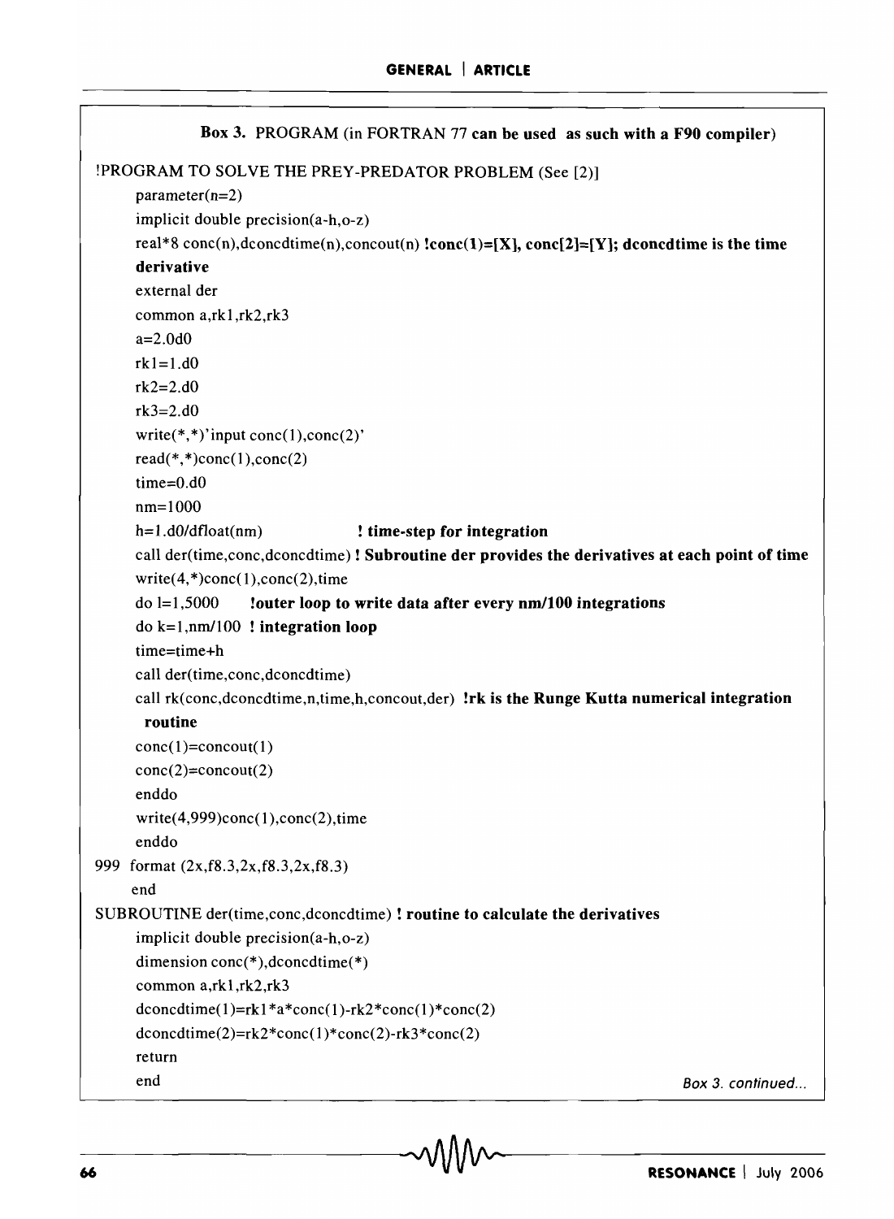**Box 3.** PROGRAM (in FORTRAN 77 **can be used as such with a F90 compiler**)

```
!PROGRAM TO SOLVE THE PREY-PREDATOR PROBLEM (See [2)]
      parameter(n=2)
      implicit double precision(a-h,o-z)
      real*8 conc(n),dconcdtime(n),concout(n) !conc(1)=[X], conc[2]=[Y]; dconcdtime is the time
      derivative
      external der
      common a,rk1,rk2,rk3
      a=2.0d0
      rk1=1.d0
      rk2=2.d0
      rk3=2.d0
      write(*,*)'input conc(1),conc(2)'
      read(*,*)conc(1),conc(2)
      time=0.d0
      nm=1000
      h=1.d0/dfloat(nm)              ! time-step for integration
      call der(time,conc,dconcdtime) ! Subroutine der provides the derivatives at each point of time
      write(4,*)conc(1),conc(2),time
      do l=1,5000     !outer loop to write data after every nm/100 integrations
      do k=1,nm/100  ! integration loop
      time=time+h
      call der(time,conc,dconcdtime)
      call rk(conc,dconcdtime,n,time,h,concout,der) !rk is the Runge Kutta numerical integration
       routine
      conc(1)=concout(1)
      conc(2)=concout(2)
      enddo
      write(4,999)conc(1),conc(2),time
      enddo
999  format (2x,f8.3,2x,f8.3,2x,f8.3)
      end
SUBROUTINE der(time,conc,dconcdtime) ! routine to calculate the derivatives
      implicit double precision(a-h,o-z)
      dimension conc(*),dconcdtime(*)
      common a,rk1,rk2,rk3
      dconcdtime(1)=rk1*a*conc(1)-rk2*conc(1)*conc(2)
      dconcdtime(2)=rk2*conc(1)*conc(2)-rk3*conc(2)
      return
      end
```

*Box 3. continued...*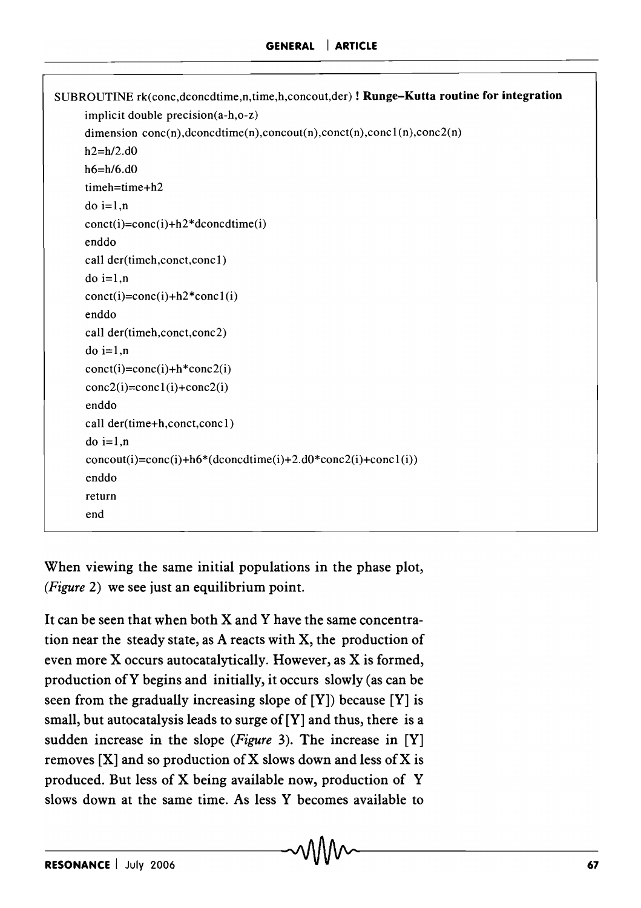```
SUBROUTINE rk(conc,dconcdtime,n,time,h,concout,der) ! Runge-Kutta routine for integration
      implicit double precision(a-h,o-z)
      dimension conc(n),dconcdtime(n),concout(n),conct(n),conc1(n),conc2(n)
      h2=h/2.d0
      h6=h/6.d0
      timeh=time+h2
      do i=1,n
      conct(i)=conc(i)+h2*dconcdtime(i)
      enddo
      call der(timeh,conct,conc1)
      do i=1,n
      conct(i)=conc(i)+h2*conc1(i)
      enddo
      call der(timeh,conct,conc2)
      do i=1,n
      conct(i)=conc(i)+h*conc2(i)
      conc2(i)=conc1(i)+conc2(i)
      enddo
      call der(time+h,conct,conc1)
      do i=1,n
      concout(i)=conc(i)+h6*(dconcdtime(i)+2.d0*conc2(i)+conc1(i))
      enddo
      return
      end
```

When viewing the same initial populations in the phase plot, (*Figure* 2) we see just an equilibrium point.

It can be seen that when both X and Y have the same concentration near the steady state, as A reacts with X, the production of even more X occurs autocatalytically. However, as X is formed, production of Y begins and initially, it occurs slowly (as can be seen from the gradually increasing slope of [Y]) because [Y] is small, but autocatalysis leads to surge of [Y] and thus, there is a sudden increase in the slope (*Figure* 3). The increase in [Y] removes [X] and so production of X slows down and less of X is produced. But less of X being available now, production of Y slows down at the same time. As less Y becomes available to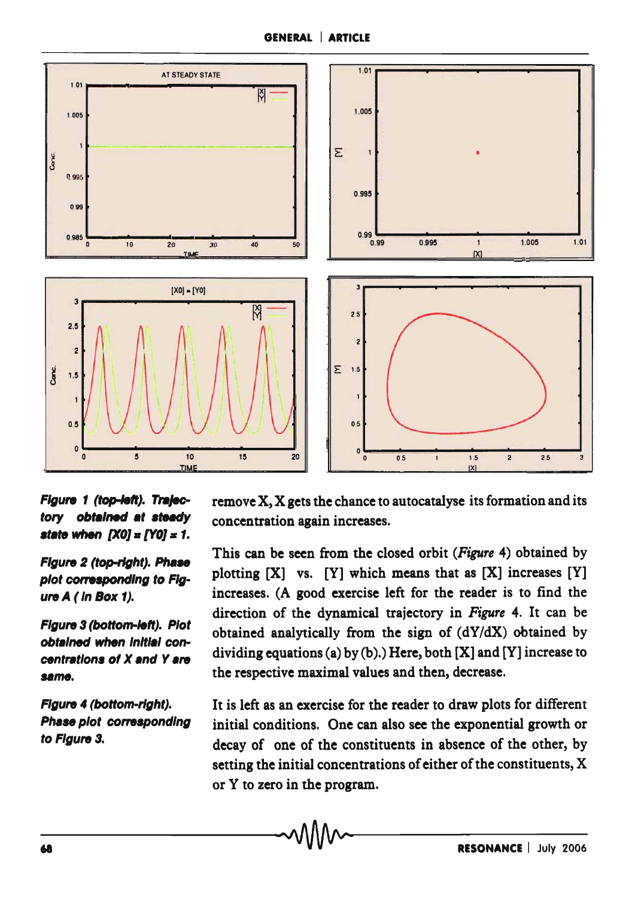*Figure 1 (top-left). Trajectory obtained at steady state when [X0] = [Y0] = 1.*

*Figure 2 (top-right). Phase plot corresponding to Figure A ( In Box 1).*

*Figure 3 (bottom-left). Plot obtained when initial concentrations of X and Y are same.*

*Figure 4 (bottom-right). Phase plot corresponding to Figure 3.*

remove X, X gets the chance to autocatalyse its formation and its concentration again increases.

This can be seen from the closed orbit (*Figure* 4) obtained by plotting [X] vs. [Y] which means that as [X] increases [Y] increases. (A good exercise left for the reader is to find the direction of the dynamical trajectory in *Figure* 4. It can be obtained analytically from the sign of (dY/dX) obtained by dividing equations (a) by (b).) Here, both [X] and [Y] increase to the respective maximal values and then, decrease.

It is left as an exercise for the reader to draw plots for different initial conditions. One can also see the exponential growth or decay of one of the constituents in absence of the other, by setting the initial concentrations of either of the constituents, X or Y to zero in the program.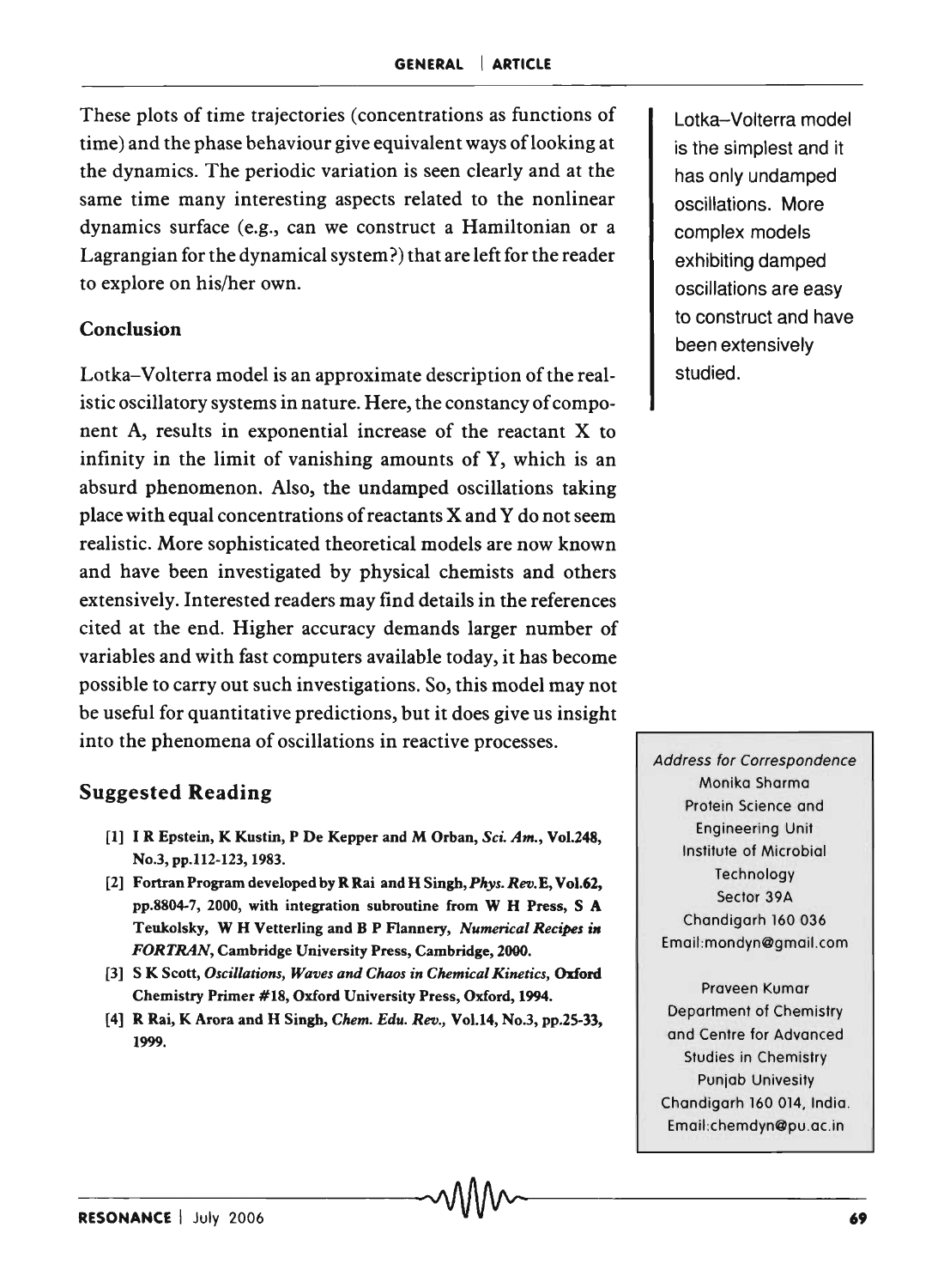These plots of time trajectories (concentrations as functions of time) and the phase behaviour give equivalent ways of looking at the dynamics. The periodic variation is seen clearly and at the same time many interesting aspects related to the nonlinear dynamics surface (e.g., can we construct a Hamiltonian or a Lagrangian for the dynamical system?) that are left for the reader to explore on his/her own.

Lotka–Volterra model is the simplest and it has only undamped oscillations. More complex models exhibiting damped oscillations are easy to construct and have been extensively studied.

### Conclusion

Lotka–Volterra model is an approximate description of the realistic oscillatory systems in nature. Here, the constancy of component A, results in exponential increase of the reactant X to infinity in the limit of vanishing amounts of Y, which is an absurd phenomenon. Also, the undamped oscillations taking place with equal concentrations of reactants X and Y do not seem realistic. More sophisticated theoretical models are now known and have been investigated by physical chemists and others extensively. Interested readers may find details in the references cited at the end. Higher accuracy demands larger number of variables and with fast computers available today, it has become possible to carry out such investigations. So, this model may not be useful for quantitative predictions, but it does give us insight into the phenomena of oscillations in reactive processes.

## Suggested Reading

[1] I R Epstein, K Kustin, P De Kepper and M Orban, *Sci. Am.*, Vol.248, No.3, pp.112-123, 1983.

[2] Fortran Program developed by R Rai and H Singh, *Phys. Rev.* E, Vol.62, pp.8804-7, 2000, with integration subroutine from W H Press, S A Teukolsky, W H Vetterling and B P Flannery, *Numerical Recipes in FORTRAN*, Cambridge University Press, Cambridge, 2000.

[3] S K Scott, *Oscillations, Waves and Chaos in Chemical Kinetics*, Oxford Chemistry Primer #18, Oxford University Press, Oxford, 1994.

[4] R Rai, K Arora and H Singh, *Chem. Edu. Rev.*, Vol.14, No.3, pp.25-33, 1999.

*Address for Correspondence*
Monika Sharma
Protein Science and Engineering Unit
Institute of Microbial Technology
Sector 39A
Chandigarh 160 036
Email:mondyn@gmail.com

Praveen Kumar
Department of Chemistry and Centre for Advanced Studies in Chemistry
Punjab Univesity
Chandigarh 160 014, India.
Email:chemdyn@pu.ac.in